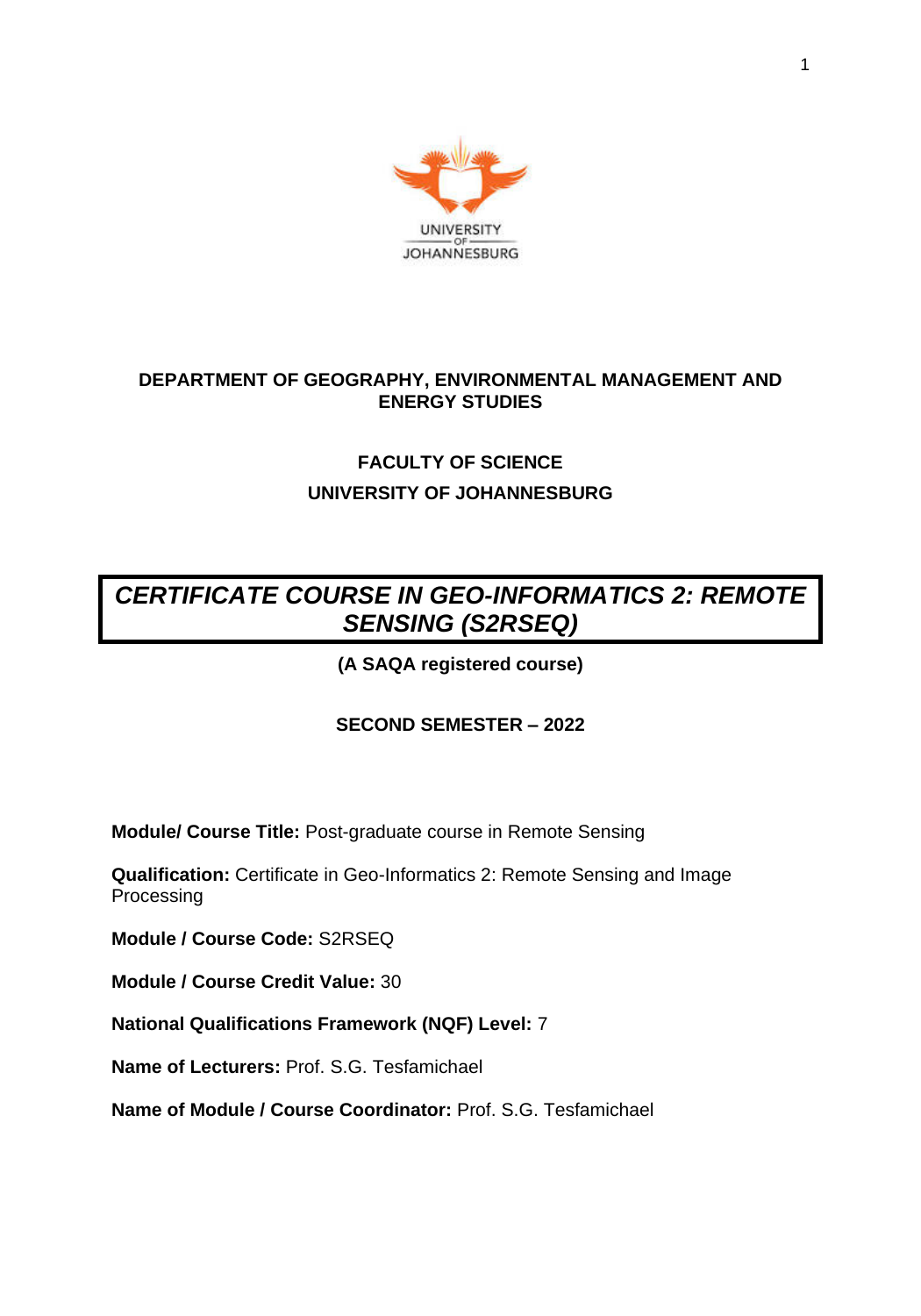UNIVERSITY OF JOHANNESBURG

**DEPARTMENT OF GEOGRAPHY, ENVIRONMENTAL MANAGEMENT AND ENERGY STUDIES**

**FACULTY OF SCIENCE**

**UNIVERSITY OF JOHANNESBURG**

# *CERTIFICATE COURSE IN GEO-INFORMATICS 2: REMOTE SENSING (S2RSEQ)*

**(A SAQA registered course)**

**SECOND SEMESTER – 2022**

**Module/ Course Title:** Post-graduate course in Remote Sensing

**Qualification:** Certificate in Geo-Informatics 2: Remote Sensing and Image Processing

**Module / Course Code:** S2RSEQ

**Module / Course Credit Value:** 30

**National Qualifications Framework (NQF) Level:** 7

**Name of Lecturers:** Prof. S.G. Tesfamichael

**Name of Module / Course Coordinator:** Prof. S.G. Tesfamichael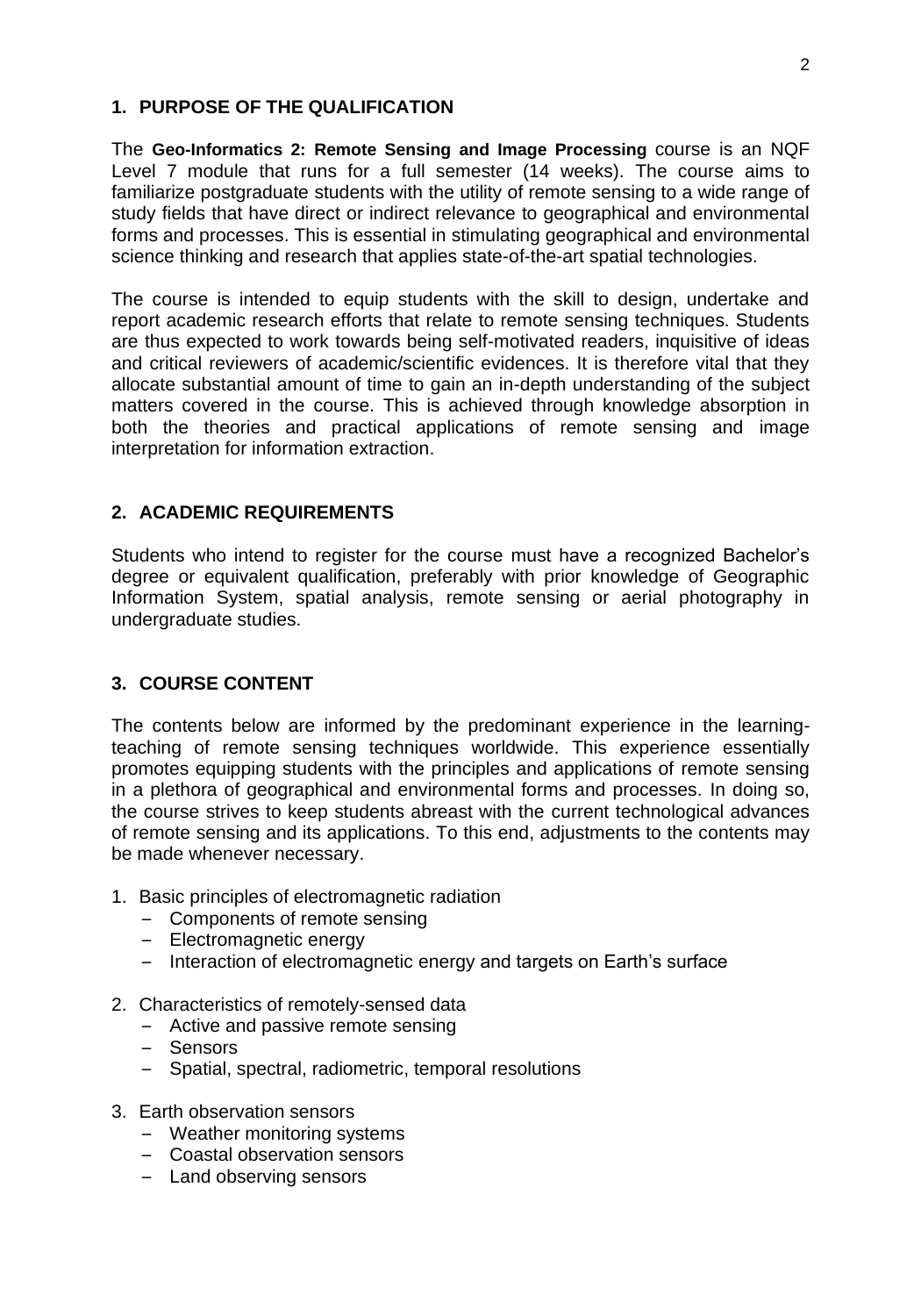## 1. PURPOSE OF THE QUALIFICATION

The **Geo-Informatics 2: Remote Sensing and Image Processing** course is an NQF Level 7 module that runs for a full semester (14 weeks). The course aims to familiarize postgraduate students with the utility of remote sensing to a wide range of study fields that have direct or indirect relevance to geographical and environmental forms and processes. This is essential in stimulating geographical and environmental science thinking and research that applies state-of-the-art spatial technologies.

The course is intended to equip students with the skill to design, undertake and report academic research efforts that relate to remote sensing techniques. Students are thus expected to work towards being self-motivated readers, inquisitive of ideas and critical reviewers of academic/scientific evidences. It is therefore vital that they allocate substantial amount of time to gain an in-depth understanding of the subject matters covered in the course. This is achieved through knowledge absorption in both the theories and practical applications of remote sensing and image interpretation for information extraction.

## 2. ACADEMIC REQUIREMENTS

Students who intend to register for the course must have a recognized Bachelor's degree or equivalent qualification, preferably with prior knowledge of Geographic Information System, spatial analysis, remote sensing or aerial photography in undergraduate studies.

## 3. COURSE CONTENT

The contents below are informed by the predominant experience in the learning-teaching of remote sensing techniques worldwide. This experience essentially promotes equipping students with the principles and applications of remote sensing in a plethora of geographical and environmental forms and processes. In doing so, the course strives to keep students abreast with the current technological advances of remote sensing and its applications. To this end, adjustments to the contents may be made whenever necessary.

1. Basic principles of electromagnetic radiation
   - Components of remote sensing
   - Electromagnetic energy
   - Interaction of electromagnetic energy and targets on Earth's surface
2. Characteristics of remotely-sensed data
   - Active and passive remote sensing
   - Sensors
   - Spatial, spectral, radiometric, temporal resolutions
3. Earth observation sensors
   - Weather monitoring systems
   - Coastal observation sensors
   - Land observing sensors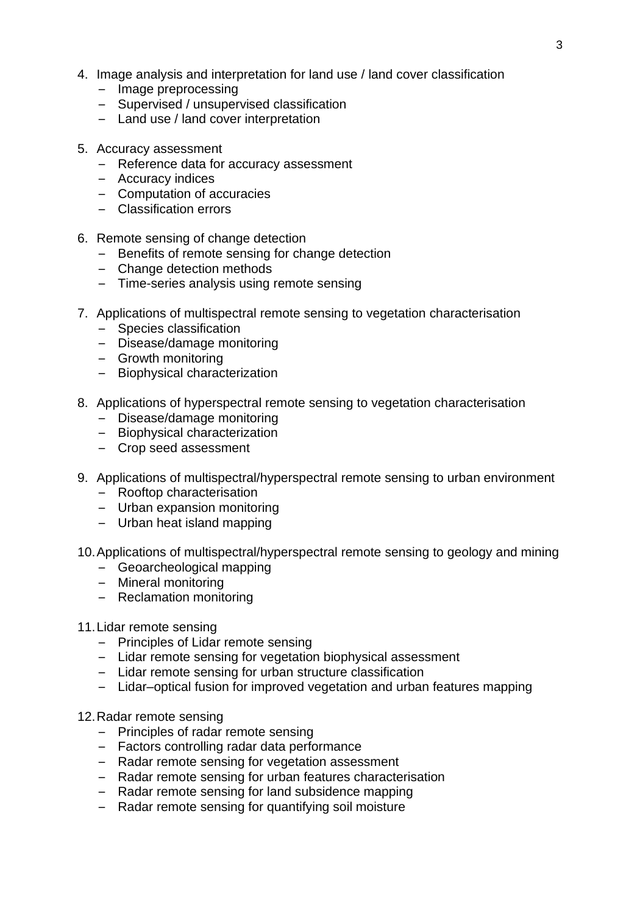4. Image analysis and interpretation for land use / land cover classification
   - Image preprocessing
   - Supervised / unsupervised classification
   - Land use / land cover interpretation

5. Accuracy assessment
   - Reference data for accuracy assessment
   - Accuracy indices
   - Computation of accuracies
   - Classification errors

6. Remote sensing of change detection
   - Benefits of remote sensing for change detection
   - Change detection methods
   - Time-series analysis using remote sensing

7. Applications of multispectral remote sensing to vegetation characterisation
   - Species classification
   - Disease/damage monitoring
   - Growth monitoring
   - Biophysical characterization

8. Applications of hyperspectral remote sensing to vegetation characterisation
   - Disease/damage monitoring
   - Biophysical characterization
   - Crop seed assessment

9. Applications of multispectral/hyperspectral remote sensing to urban environment
   - Rooftop characterisation
   - Urban expansion monitoring
   - Urban heat island mapping

10. Applications of multispectral/hyperspectral remote sensing to geology and mining
    - Geoarcheological mapping
    - Mineral monitoring
    - Reclamation monitoring

11. Lidar remote sensing
    - Principles of Lidar remote sensing
    - Lidar remote sensing for vegetation biophysical assessment
    - Lidar remote sensing for urban structure classification
    - Lidar–optical fusion for improved vegetation and urban features mapping

12. Radar remote sensing
    - Principles of radar remote sensing
    - Factors controlling radar data performance
    - Radar remote sensing for vegetation assessment
    - Radar remote sensing for urban features characterisation
    - Radar remote sensing for land subsidence mapping
    - Radar remote sensing for quantifying soil moisture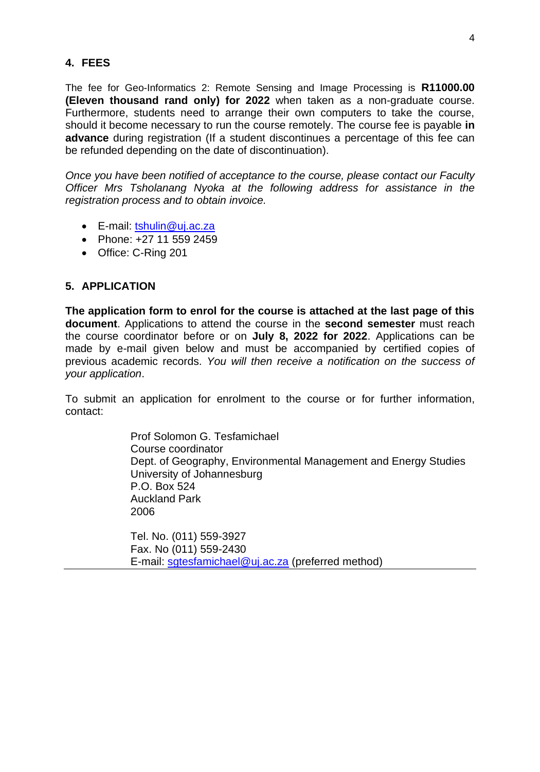## 4. FEES

The fee for Geo-Informatics 2: Remote Sensing and Image Processing is **R11000.00 (Eleven thousand rand only) for 2022** when taken as a non-graduate course. Furthermore, students need to arrange their own computers to take the course, should it become necessary to run the course remotely. The course fee is payable **in advance** during registration (If a student discontinues a percentage of this fee can be refunded depending on the date of discontinuation).

*Once you have been notified of acceptance to the course, please contact our Faculty Officer Mrs Tsholanang Nyoka at the following address for assistance in the registration process and to obtain invoice.*

- E-mail: tshulin@uj.ac.za
- Phone: +27 11 559 2459
- Office: C-Ring 201

## 5. APPLICATION

**The application form to enrol for the course is attached at the last page of this document**. Applications to attend the course in the **second semester** must reach the course coordinator before or on **July 8, 2022 for 2022**. Applications can be made by e-mail given below and must be accompanied by certified copies of previous academic records. *You will then receive a notification on the success of your application*.

To submit an application for enrolment to the course or for further information, contact:

Prof Solomon G. Tesfamichael
Course coordinator
Dept. of Geography, Environmental Management and Energy Studies
University of Johannesburg
P.O. Box 524
Auckland Park
2006

Tel. No. (011) 559-3927
Fax. No (011) 559-2430
E-mail: sgtesfamichael@uj.ac.za (preferred method)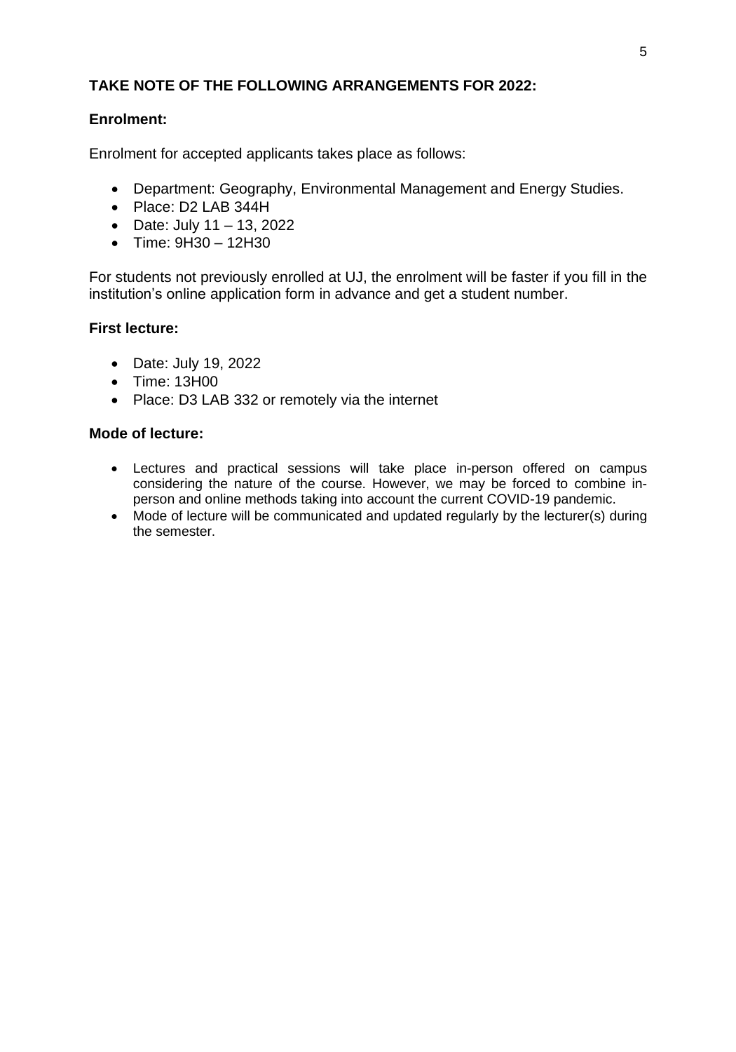**TAKE NOTE OF THE FOLLOWING ARRANGEMENTS FOR 2022:**

**Enrolment:**

Enrolment for accepted applicants takes place as follows:

- Department: Geography, Environmental Management and Energy Studies.
- Place: D2 LAB 344H
- Date: July 11 – 13, 2022
- Time: 9H30 – 12H30

For students not previously enrolled at UJ, the enrolment will be faster if you fill in the institution's online application form in advance and get a student number.

**First lecture:**

- Date: July 19, 2022
- Time: 13H00
- Place: D3 LAB 332 or remotely via the internet

**Mode of lecture:**

- Lectures and practical sessions will take place in-person offered on campus considering the nature of the course. However, we may be forced to combine in-person and online methods taking into account the current COVID-19 pandemic.
- Mode of lecture will be communicated and updated regularly by the lecturer(s) during the semester.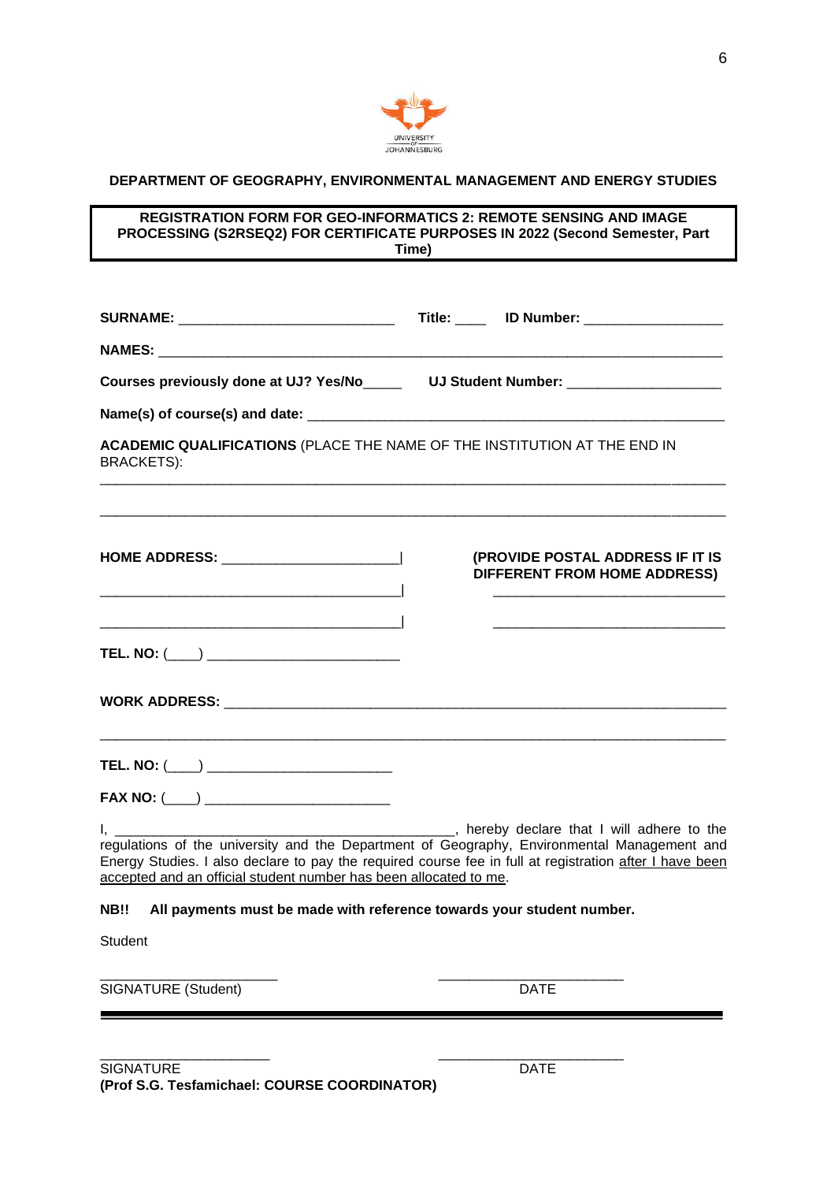UNIVERSITY OF JOHANNESBURG

**DEPARTMENT OF GEOGRAPHY, ENVIRONMENTAL MANAGEMENT AND ENERGY STUDIES**

**REGISTRATION FORM FOR GEO-INFORMATICS 2: REMOTE SENSING AND IMAGE PROCESSING (S2RSEQ2) FOR CERTIFICATE PURPOSES IN 2022 (Second Semester, Part Time)**

**SURNAME:** ___________________________ **Title:** ____ **ID Number:** _________________

**NAMES:** ____________________________________________________________________

**Courses previously done at UJ? Yes/No**_____ **UJ Student Number:** ___________________

**Name(s) of course(s) and date:** ____________________________________________________

**ACADEMIC QUALIFICATIONS** (PLACE THE NAME OF THE INSTITUTION AT THE END IN BRACKETS):

______________________________________________________________________________

______________________________________________________________________________

**HOME ADDRESS:** ______________________

________________________________________

________________________________________

**(PROVIDE POSTAL ADDRESS IF IT IS DIFFERENT FROM HOME ADDRESS)**

______________________________

______________________________

**TEL. NO:** (____) ________________________

**WORK ADDRESS:** _______________________________________________________________

______________________________________________________________________________

**TEL. NO:** (____) ________________________

**FAX NO:** (____) ________________________

I, _____________________________________________, hereby declare that I will adhere to the regulations of the university and the Department of Geography, Environmental Management and Energy Studies. I also declare to pay the required course fee in full at registration after I have been accepted and an official student number has been allocated to me.

**NB!! All payments must be made with reference towards your student number.**

Student

______________________ ______________________

SIGNATURE (Student) DATE

______________________ ______________________

SIGNATURE DATE

**(Prof S.G. Tesfamichael: COURSE COORDINATOR)**